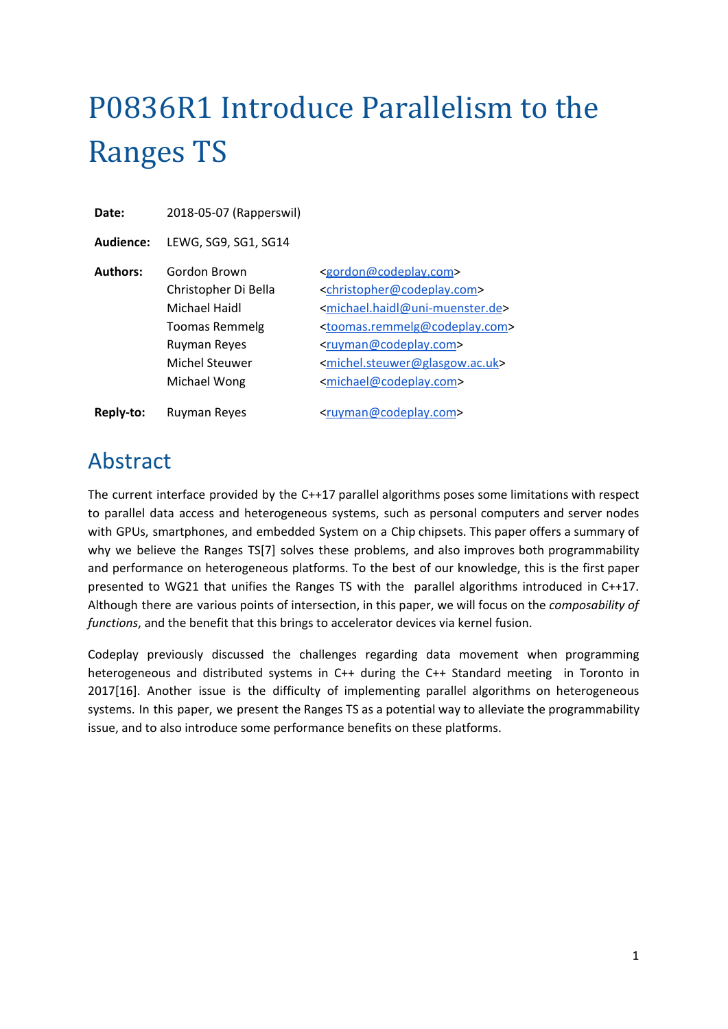# P0836R1 Introduce Parallelism to the Ranges TS

| | | |
|---|---|---|
| **Date:** | 2018-05-07 (Rapperswil) | |
| **Audience:** | LEWG, SG9, SG1, SG14 | |
| **Authors:** | Gordon Brown | <gordon@codeplay.com> |
| | Christopher Di Bella | <christopher@codeplay.com> |
| | Michael Haidl | <michael.haidl@uni-muenster.de> |
| | Toomas Remmelg | <toomas.remmelg@codeplay.com> |
| | Ruyman Reyes | <ruyman@codeplay.com> |
| | Michel Steuwer | <michel.steuwer@glasgow.ac.uk> |
| | Michael Wong | <michael@codeplay.com> |
| **Reply-to:** | Ruyman Reyes | <ruyman@codeplay.com> |

## Abstract

The current interface provided by the C++17 parallel algorithms poses some limitations with respect to parallel data access and heterogeneous systems, such as personal computers and server nodes with GPUs, smartphones, and embedded System on a Chip chipsets. This paper offers a summary of why we believe the Ranges TS[7] solves these problems, and also improves both programmability and performance on heterogeneous platforms. To the best of our knowledge, this is the first paper presented to WG21 that unifies the Ranges TS with the parallel algorithms introduced in C++17. Although there are various points of intersection, in this paper, we will focus on the *composability of functions*, and the benefit that this brings to accelerator devices via kernel fusion.

Codeplay previously discussed the challenges regarding data movement when programming heterogeneous and distributed systems in C++ during the C++ Standard meeting in Toronto in 2017[16]. Another issue is the difficulty of implementing parallel algorithms on heterogeneous systems. In this paper, we present the Ranges TS as a potential way to alleviate the programmability issue, and to also introduce some performance benefits on these platforms.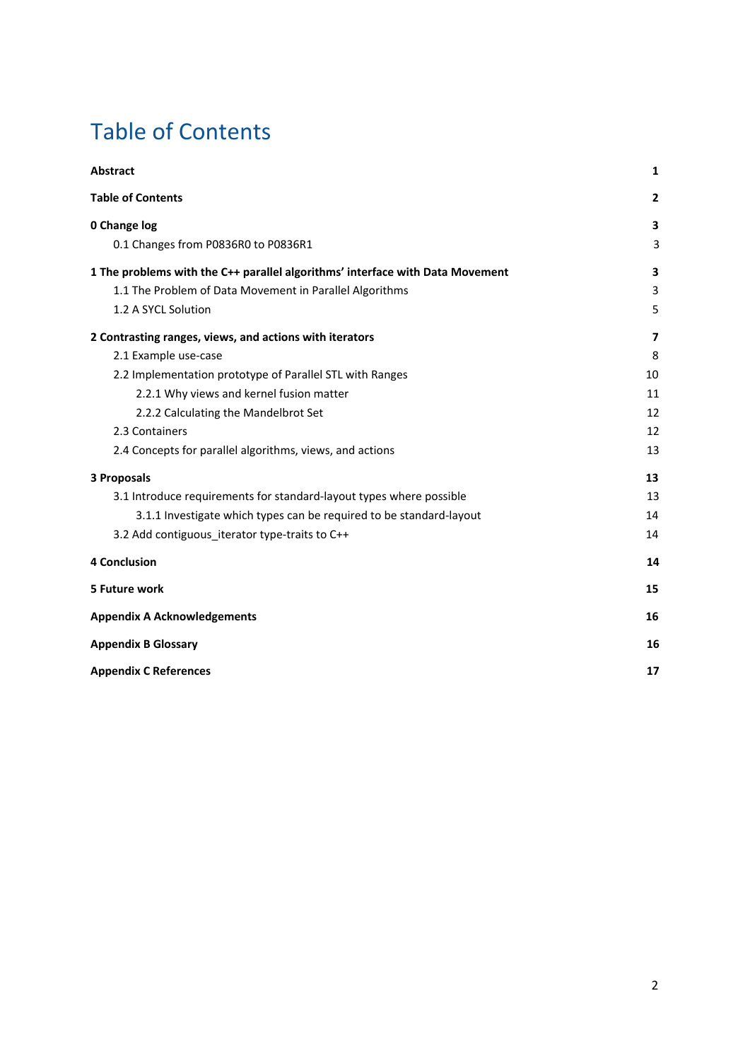# Table of Contents

| | |
|---|---|
| **Abstract** | **1** |
| **Table of Contents** | **2** |
| **0 Change log** | **3** |
| 0.1 Changes from P0836R0 to P0836R1 | 3 |
| **1 The problems with the C++ parallel algorithms' interface with Data Movement** | **3** |
| 1.1 The Problem of Data Movement in Parallel Algorithms | 3 |
| 1.2 A SYCL Solution | 5 |
| **2 Contrasting ranges, views, and actions with iterators** | **7** |
| 2.1 Example use-case | 8 |
| 2.2 Implementation prototype of Parallel STL with Ranges | 10 |
| 2.2.1 Why views and kernel fusion matter | 11 |
| 2.2.2 Calculating the Mandelbrot Set | 12 |
| 2.3 Containers | 12 |
| 2.4 Concepts for parallel algorithms, views, and actions | 13 |
| **3 Proposals** | **13** |
| 3.1 Introduce requirements for standard-layout types where possible | 13 |
| 3.1.1 Investigate which types can be required to be standard-layout | 14 |
| 3.2 Add contiguous_iterator type-traits to C++ | 14 |
| **4 Conclusion** | **14** |
| **5 Future work** | **15** |
| **Appendix A Acknowledgements** | **16** |
| **Appendix B Glossary** | **16** |
| **Appendix C References** | **17** |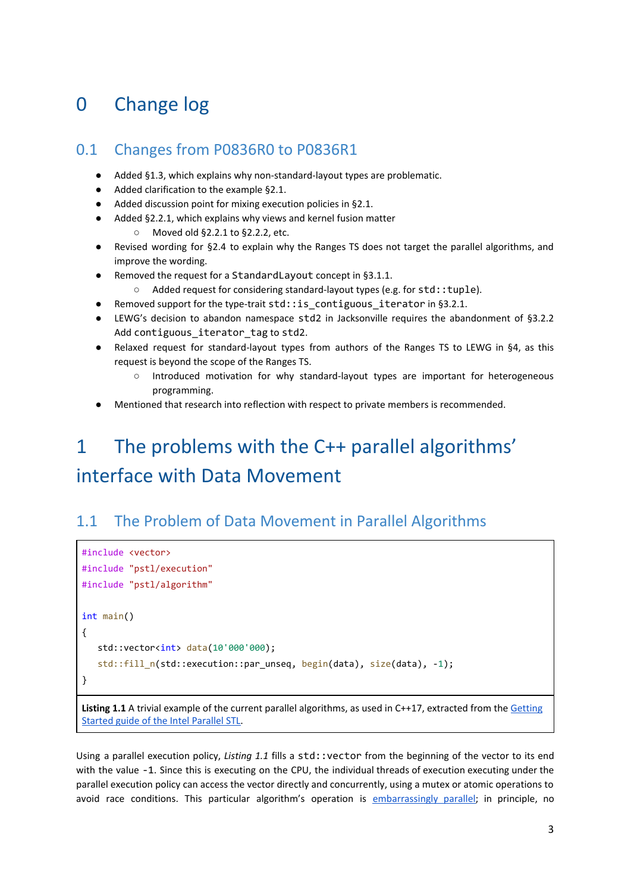# 0 Change log

## 0.1 Changes from P0836R0 to P0836R1

- Added §1.3, which explains why non-standard-layout types are problematic.
- Added clarification to the example §2.1.
- Added discussion point for mixing execution policies in §2.1.
- Added §2.2.1, which explains why views and kernel fusion matter
  - Moved old §2.2.1 to §2.2.2, etc.
- Revised wording for §2.4 to explain why the Ranges TS does not target the parallel algorithms, and improve the wording.
- Removed the request for a `StandardLayout` concept in §3.1.1.
  - Added request for considering standard-layout types (e.g. for `std::tuple`).
- Removed support for the type-trait `std::is_contiguous_iterator` in §3.2.1.
- LEWG's decision to abandon namespace `std2` in Jacksonville requires the abandonment of §3.2.2 Add `contiguous_iterator_tag` to `std2`.
- Relaxed request for standard-layout types from authors of the Ranges TS to LEWG in §4, as this request is beyond the scope of the Ranges TS.
  - Introduced motivation for why standard-layout types are important for heterogeneous programming.
- Mentioned that research into reflection with respect to private members is recommended.

# 1 The problems with the C++ parallel algorithms' interface with Data Movement

## 1.1 The Problem of Data Movement in Parallel Algorithms

```
#include <vector>
#include "pstl/execution"
#include "pstl/algorithm"

int main()
{
   std::vector<int> data(10'000'000);
   std::fill_n(std::execution::par_unseq, begin(data), size(data), -1);
}
```

**Listing 1.1** A trivial example of the current parallel algorithms, as used in C++17, extracted from the Getting Started guide of the Intel Parallel STL.

Using a parallel execution policy, *Listing 1.1* fills a `std::vector` from the beginning of the vector to its end with the value `-1`. Since this is executing on the CPU, the individual threads of execution executing under the parallel execution policy can access the vector directly and concurrently, using a mutex or atomic operations to avoid race conditions. This particular algorithm's operation is embarrassingly parallel; in principle, no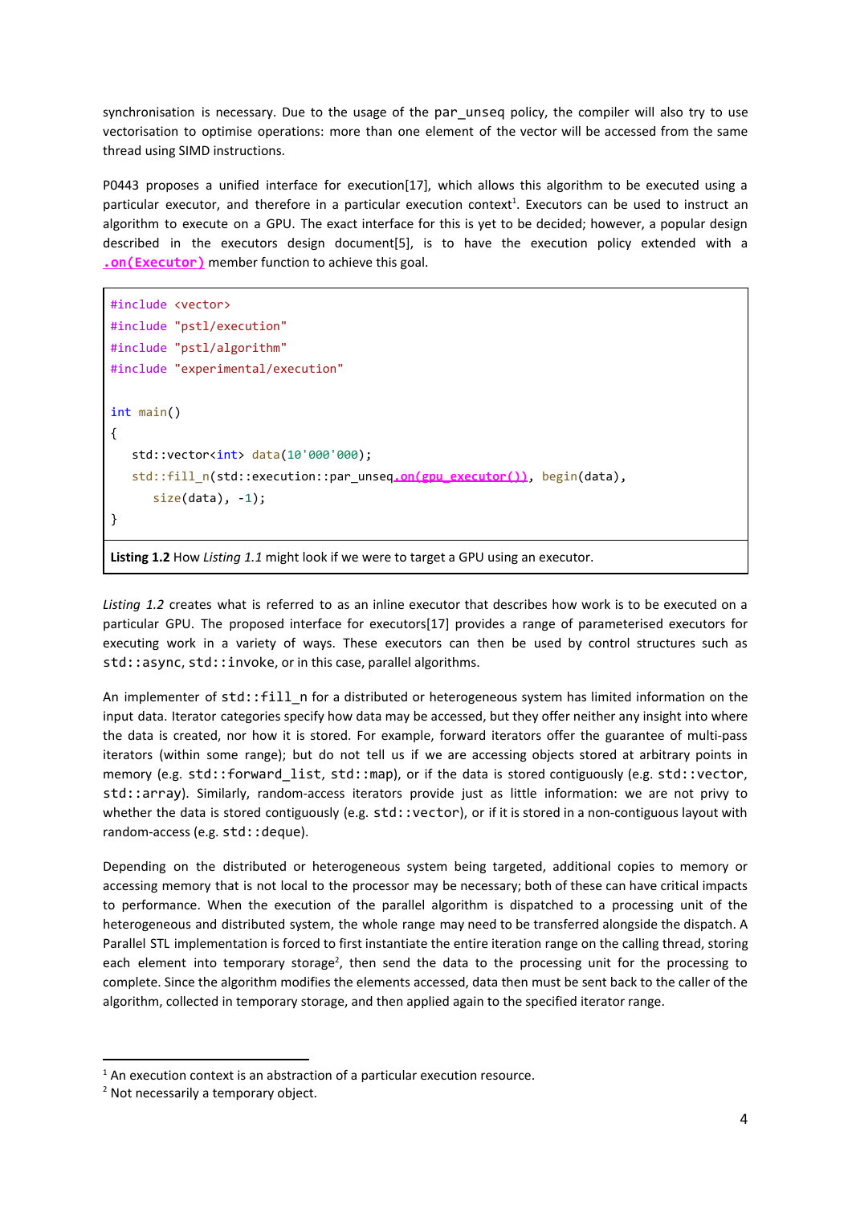synchronisation is necessary. Due to the usage of the par_unseq policy, the compiler will also try to use vectorisation to optimise operations: more than one element of the vector will be accessed from the same thread using SIMD instructions.

P0443 proposes a unified interface for execution[17], which allows this algorithm to be executed using a particular executor, and therefore in a particular execution context[1]. Executors can be used to instruct an algorithm to execute on a GPU. The exact interface for this is yet to be decided; however, a popular design described in the executors design document[5], is to have the execution policy extended with a `.on(Executor)` member function to achieve this goal.

```
#include <vector>
#include "pstl/execution"
#include "pstl/algorithm"
#include "experimental/execution"

int main()
{
   std::vector<int> data(10'000'000);
   std::fill_n(std::execution::par_unseq.on(gpu_executor()), begin(data),
      size(data), -1);
}
```

**Listing 1.2** How *Listing 1.1* might look if we were to target a GPU using an executor.

*Listing 1.2* creates what is referred to as an inline executor that describes how work is to be executed on a particular GPU. The proposed interface for executors[17] provides a range of parameterised executors for executing work in a variety of ways. These executors can then be used by control structures such as std::async, std::invoke, or in this case, parallel algorithms.

An implementer of std::fill_n for a distributed or heterogeneous system has limited information on the input data. Iterator categories specify how data may be accessed, but they offer neither any insight into where the data is created, nor how it is stored. For example, forward iterators offer the guarantee of multi-pass iterators (within some range); but do not tell us if we are accessing objects stored at arbitrary points in memory (e.g. std::forward_list, std::map), or if the data is stored contiguously (e.g. std::vector, std::array). Similarly, random-access iterators provide just as little information: we are not privy to whether the data is stored contiguously (e.g. std::vector), or if it is stored in a non-contiguous layout with random-access (e.g. std::deque).

Depending on the distributed or heterogeneous system being targeted, additional copies to memory or accessing memory that is not local to the processor may be necessary; both of these can have critical impacts to performance. When the execution of the parallel algorithm is dispatched to a processing unit of the heterogeneous and distributed system, the whole range may need to be transferred alongside the dispatch. A Parallel STL implementation is forced to first instantiate the entire iteration range on the calling thread, storing each element into temporary storage[2], then send the data to the processing unit for the processing to complete. Since the algorithm modifies the elements accessed, data then must be sent back to the caller of the algorithm, collected in temporary storage, and then applied again to the specified iterator range.

---

[1] An execution context is an abstraction of a particular execution resource.

[2] Not necessarily a temporary object.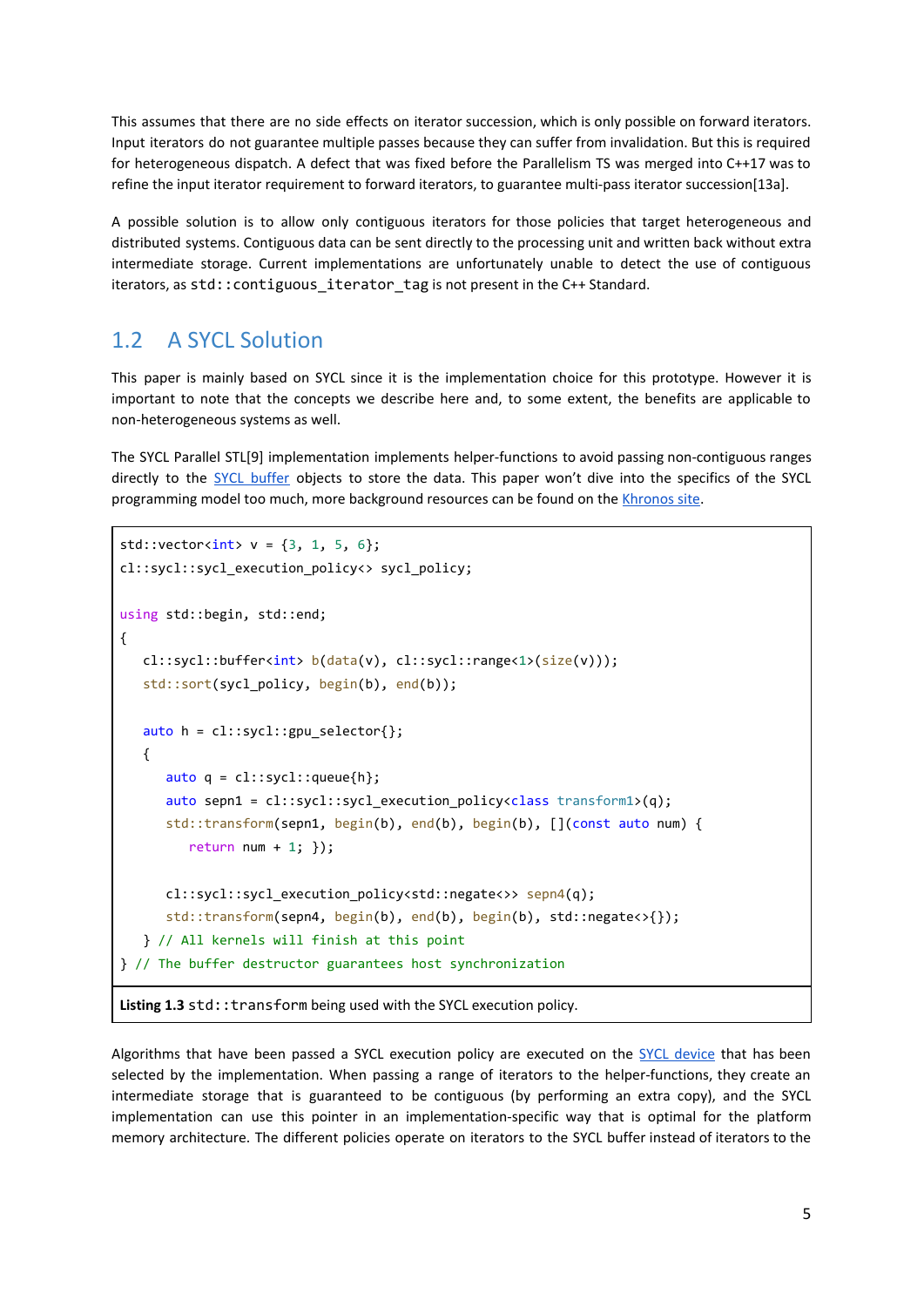This assumes that there are no side effects on iterator succession, which is only possible on forward iterators. Input iterators do not guarantee multiple passes because they can suffer from invalidation. But this is required for heterogeneous dispatch. A defect that was fixed before the Parallelism TS was merged into C++17 was to refine the input iterator requirement to forward iterators, to guarantee multi-pass iterator succession[13a].

A possible solution is to allow only contiguous iterators for those policies that target heterogeneous and distributed systems. Contiguous data can be sent directly to the processing unit and written back without extra intermediate storage. Current implementations are unfortunately unable to detect the use of contiguous iterators, as `std::contiguous_iterator_tag` is not present in the C++ Standard.

## 1.2 A SYCL Solution

This paper is mainly based on SYCL since it is the implementation choice for this prototype. However it is important to note that the concepts we describe here and, to some extent, the benefits are applicable to non-heterogeneous systems as well.

The SYCL Parallel STL[9] implementation implements helper-functions to avoid passing non-contiguous ranges directly to the SYCL buffer objects to store the data. This paper won't dive into the specifics of the SYCL programming model too much, more background resources can be found on the Khronos site.

```
std::vector<int> v = {3, 1, 5, 6};
cl::sycl::sycl_execution_policy<> sycl_policy;

using std::begin, std::end;
{
   cl::sycl::buffer<int> b(data(v), cl::sycl::range<1>(size(v)));
   std::sort(sycl_policy, begin(b), end(b));

   auto h = cl::sycl::gpu_selector{};
   {
      auto q = cl::sycl::queue{h};
      auto sepn1 = cl::sycl::sycl_execution_policy<class transform1>(q);
      std::transform(sepn1, begin(b), end(b), begin(b), [](const auto num) {
         return num + 1; });

      cl::sycl::sycl_execution_policy<std::negate<>> sepn4(q);
      std::transform(sepn4, begin(b), end(b), begin(b), std::negate<>{});
   } // All kernels will finish at this point
} // The buffer destructor guarantees host synchronization
```

**Listing 1.3** `std::transform` being used with the SYCL execution policy.

Algorithms that have been passed a SYCL execution policy are executed on the SYCL device that has been selected by the implementation. When passing a range of iterators to the helper-functions, they create an intermediate storage that is guaranteed to be contiguous (by performing an extra copy), and the SYCL implementation can use this pointer in an implementation-specific way that is optimal for the platform memory architecture. The different policies operate on iterators to the SYCL buffer instead of iterators to the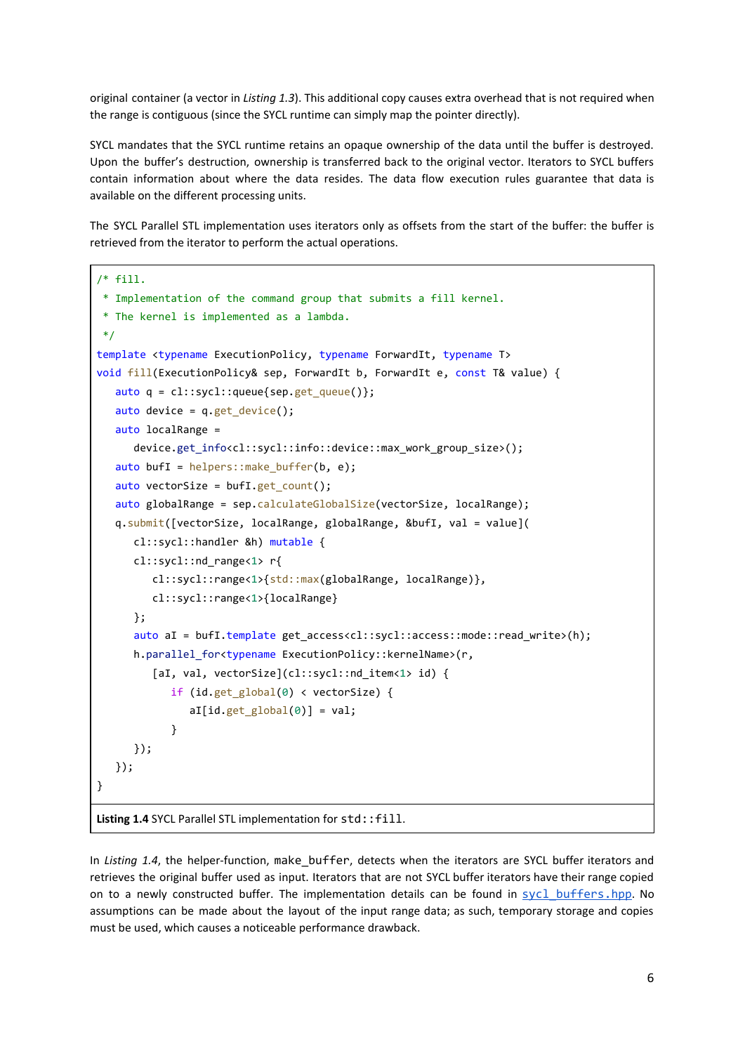original container (a vector in *Listing 1.3*). This additional copy causes extra overhead that is not required when the range is contiguous (since the SYCL runtime can simply map the pointer directly).

SYCL mandates that the SYCL runtime retains an opaque ownership of the data until the buffer is destroyed. Upon the buffer's destruction, ownership is transferred back to the original vector. Iterators to SYCL buffers contain information about where the data resides. The data flow execution rules guarantee that data is available on the different processing units.

The SYCL Parallel STL implementation uses iterators only as offsets from the start of the buffer: the buffer is retrieved from the iterator to perform the actual operations.

```
/* fill.
 * Implementation of the command group that submits a fill kernel.
 * The kernel is implemented as a lambda.
 */
template <typename ExecutionPolicy, typename ForwardIt, typename T>
void fill(ExecutionPolicy& sep, ForwardIt b, ForwardIt e, const T& value) {
   auto q = cl::sycl::queue{sep.get_queue()};
   auto device = q.get_device();
   auto localRange =
      device.get_info<cl::sycl::info::device::max_work_group_size>();
   auto bufI = helpers::make_buffer(b, e);
   auto vectorSize = bufI.get_count();
   auto globalRange = sep.calculateGlobalSize(vectorSize, localRange);
   q.submit([vectorSize, localRange, globalRange, &bufI, val = value](
      cl::sycl::handler &h) mutable {
      cl::sycl::nd_range<1> r{
         cl::sycl::range<1>{std::max(globalRange, localRange)},
         cl::sycl::range<1>{localRange}
      };
      auto aI = bufI.template get_access<cl::sycl::access::mode::read_write>(h);
      h.parallel_for<typename ExecutionPolicy::kernelName>(r,
         [aI, val, vectorSize](cl::sycl::nd_item<1> id) {
            if (id.get_global(0) < vectorSize) {
               aI[id.get_global(0)] = val;
            }
      });
   });
}
```

**Listing 1.4** SYCL Parallel STL implementation for `std::fill`.

In *Listing 1.4*, the helper-function, `make_buffer`, detects when the iterators are SYCL buffer iterators and retrieves the original buffer used as input. Iterators that are not SYCL buffer iterators have their range copied on to a newly constructed buffer. The implementation details can be found in sycl_buffers.hpp. No assumptions can be made about the layout of the input range data; as such, temporary storage and copies must be used, which causes a noticeable performance drawback.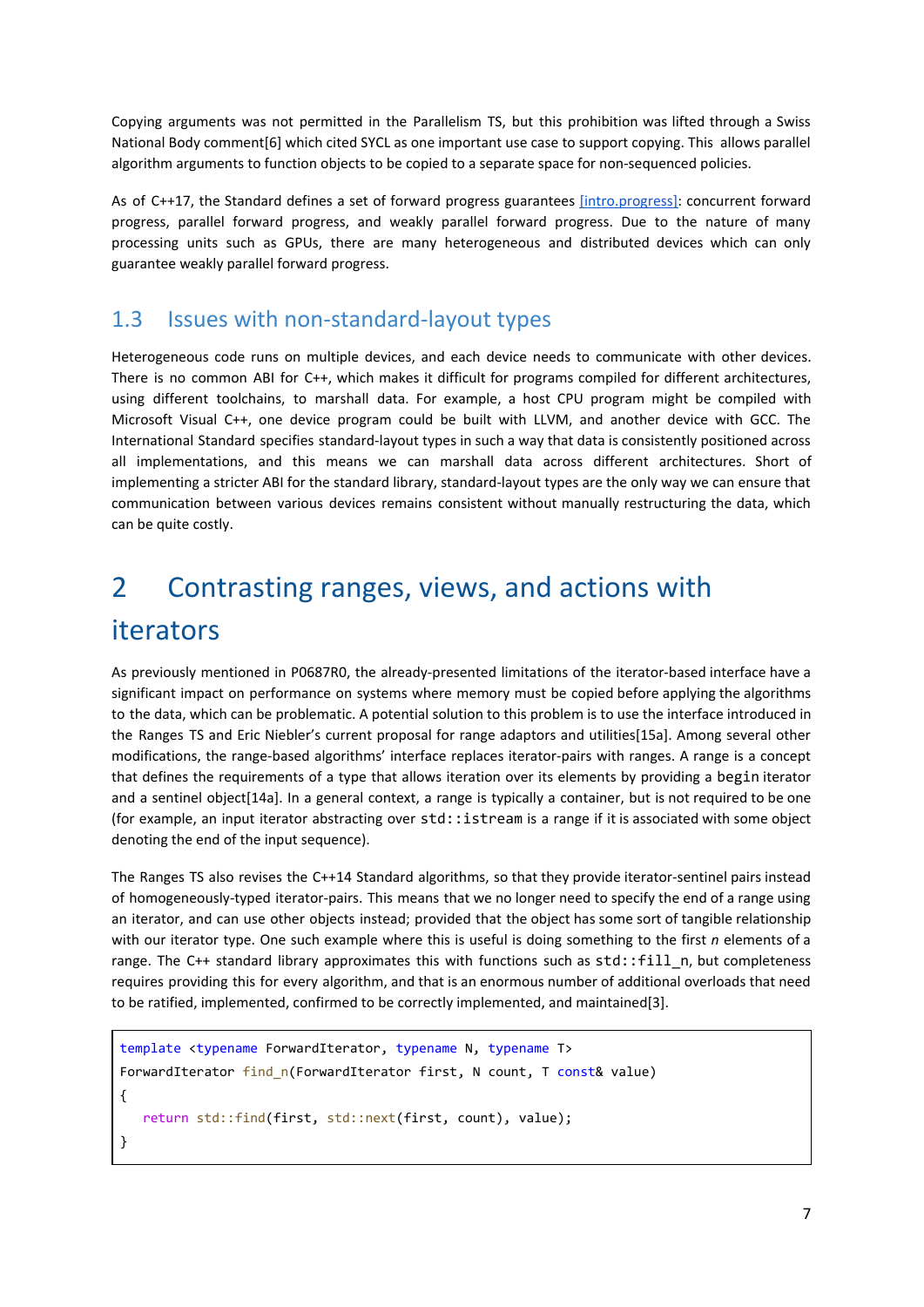Copying arguments was not permitted in the Parallelism TS, but this prohibition was lifted through a Swiss National Body comment[6] which cited SYCL as one important use case to support copying. This allows parallel algorithm arguments to function objects to be copied to a separate space for non-sequenced policies.

As of C++17, the Standard defines a set of forward progress guarantees [intro.progress]: concurrent forward progress, parallel forward progress, and weakly parallel forward progress. Due to the nature of many processing units such as GPUs, there are many heterogeneous and distributed devices which can only guarantee weakly parallel forward progress.

## 1.3 Issues with non-standard-layout types

Heterogeneous code runs on multiple devices, and each device needs to communicate with other devices. There is no common ABI for C++, which makes it difficult for programs compiled for different architectures, using different toolchains, to marshall data. For example, a host CPU program might be compiled with Microsoft Visual C++, one device program could be built with LLVM, and another device with GCC. The International Standard specifies standard-layout types in such a way that data is consistently positioned across all implementations, and this means we can marshall data across different architectures. Short of implementing a stricter ABI for the standard library, standard-layout types are the only way we can ensure that communication between various devices remains consistent without manually restructuring the data, which can be quite costly.

# 2 Contrasting ranges, views, and actions with iterators

As previously mentioned in P0687R0, the already-presented limitations of the iterator-based interface have a significant impact on performance on systems where memory must be copied before applying the algorithms to the data, which can be problematic. A potential solution to this problem is to use the interface introduced in the Ranges TS and Eric Niebler's current proposal for range adaptors and utilities[15a]. Among several other modifications, the range-based algorithms' interface replaces iterator-pairs with ranges. A range is a concept that defines the requirements of a type that allows iteration over its elements by providing a `begin` iterator and a sentinel object[14a]. In a general context, a range is typically a container, but is not required to be one (for example, an input iterator abstracting over `std::istream` is a range if it is associated with some object denoting the end of the input sequence).

The Ranges TS also revises the C++14 Standard algorithms, so that they provide iterator-sentinel pairs instead of homogeneously-typed iterator-pairs. This means that we no longer need to specify the end of a range using an iterator, and can use other objects instead; provided that the object has some sort of tangible relationship with our iterator type. One such example where this is useful is doing something to the first *n* elements of a range. The C++ standard library approximates this with functions such as `std::fill_n`, but completeness requires providing this for every algorithm, and that is an enormous number of additional overloads that need to be ratified, implemented, confirmed to be correctly implemented, and maintained[3].

```
template <typename ForwardIterator, typename N, typename T>
ForwardIterator find_n(ForwardIterator first, N count, T const& value)
{
   return std::find(first, std::next(first, count), value);
}
```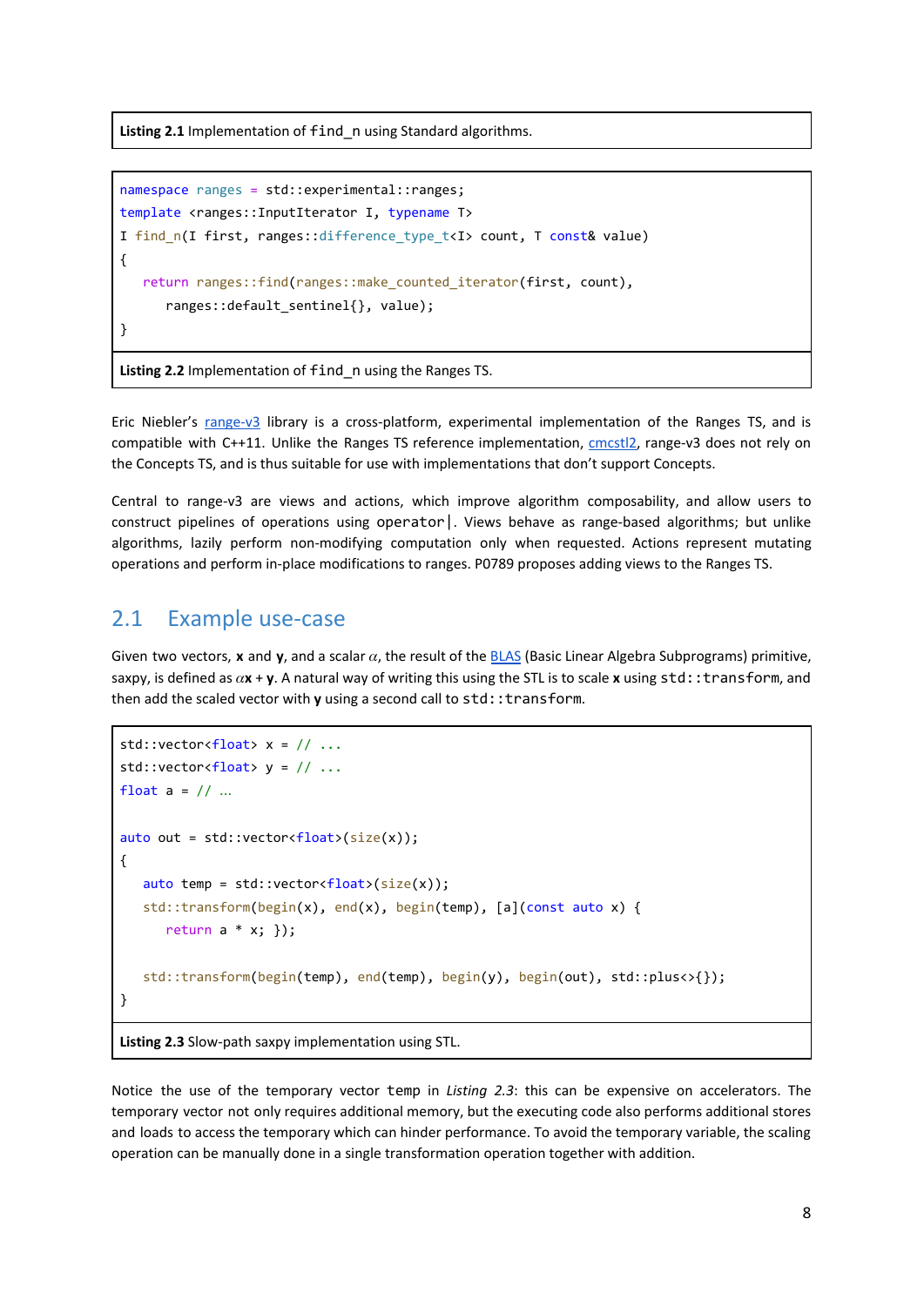**Listing 2.1** Implementation of `find_n` using Standard algorithms.

```
namespace ranges = std::experimental::ranges;
template <ranges::InputIterator I, typename T>
I find_n(I first, ranges::difference_type_t<I> count, T const& value)
{
   return ranges::find(ranges::make_counted_iterator(first, count),
      ranges::default_sentinel{}, value);
}
```

**Listing 2.2** Implementation of `find_n` using the Ranges TS.

Eric Niebler's range-v3 library is a cross-platform, experimental implementation of the Ranges TS, and is compatible with C++11. Unlike the Ranges TS reference implementation, cmcstl2, range-v3 does not rely on the Concepts TS, and is thus suitable for use with implementations that don't support Concepts.

Central to range-v3 are views and actions, which improve algorithm composability, and allow users to construct pipelines of operations using `operator|`. Views behave as range-based algorithms; but unlike algorithms, lazily perform non-modifying computation only when requested. Actions represent mutating operations and perform in-place modifications to ranges. P0789 proposes adding views to the Ranges TS.

## 2.1 Example use-case

Given two vectors, **x** and **y**, and a scalar $\alpha$, the result of the BLAS (Basic Linear Algebra Subprograms) primitive, saxpy, is defined as $\alpha$**x** + **y**. A natural way of writing this using the STL is to scale **x** using `std::transform`, and then add the scaled vector with **y** using a second call to `std::transform`.

```
std::vector<float> x = // ...
std::vector<float> y = // ...
float a = // ...

auto out = std::vector<float>(size(x));
{
   auto temp = std::vector<float>(size(x));
   std::transform(begin(x), end(x), begin(temp), [a](const auto x) {
      return a * x; });

   std::transform(begin(temp), end(temp), begin(y), begin(out), std::plus<>{});
}
```

**Listing 2.3** Slow-path saxpy implementation using STL.

Notice the use of the temporary vector `temp` in *Listing 2.3*: this can be expensive on accelerators. The temporary vector not only requires additional memory, but the executing code also performs additional stores and loads to access the temporary which can hinder performance. To avoid the temporary variable, the scaling operation can be manually done in a single transformation operation together with addition.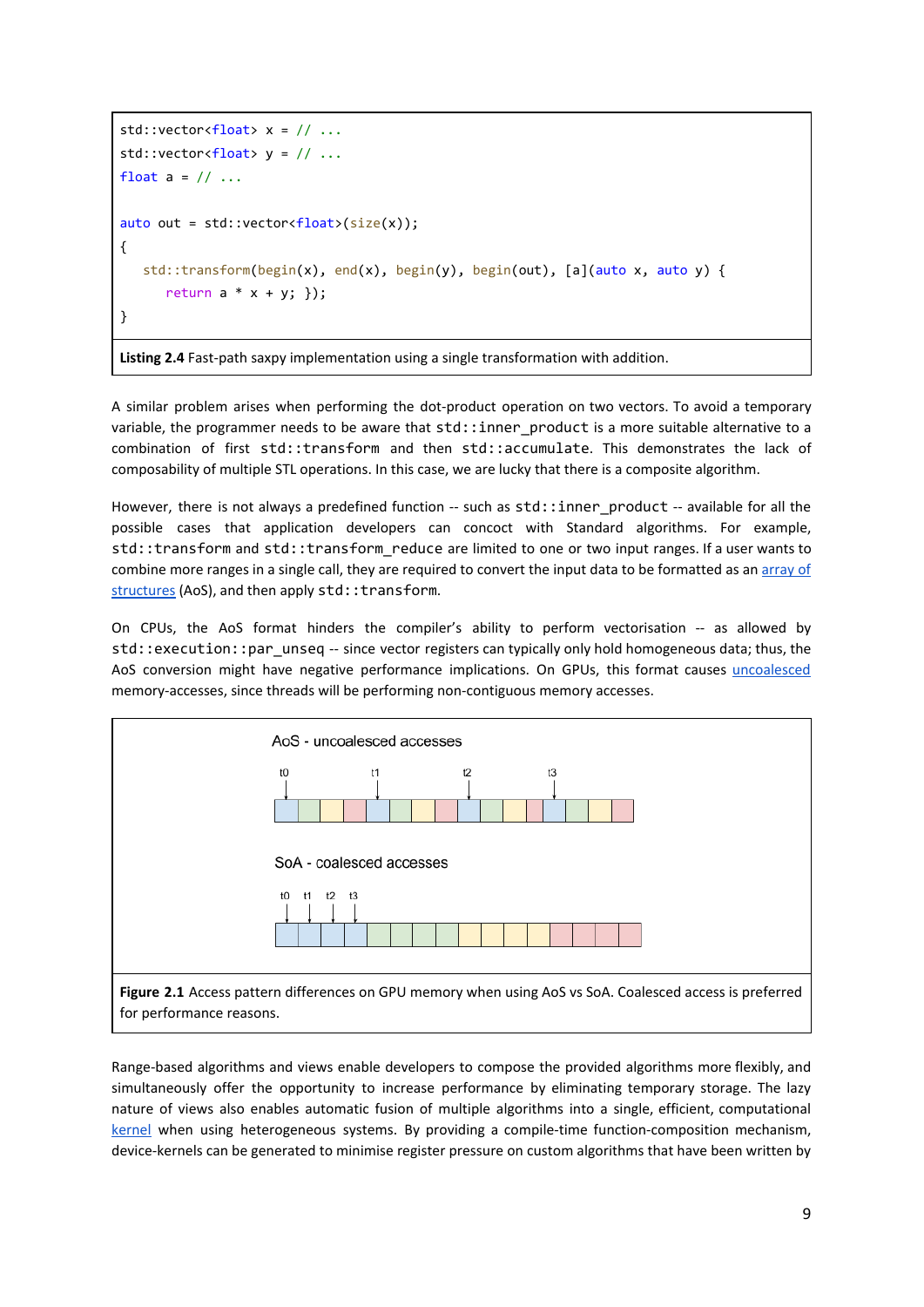```
std::vector<float> x = // ...
std::vector<float> y = // ...
float a = // ...

auto out = std::vector<float>(size(x));
{
   std::transform(begin(x), end(x), begin(y), begin(out), [a](auto x, auto y) {
      return a * x + y; });
}
```

**Listing 2.4** Fast-path saxpy implementation using a single transformation with addition.

A similar problem arises when performing the dot-product operation on two vectors. To avoid a temporary variable, the programmer needs to be aware that `std::inner_product` is a more suitable alternative to a combination of first `std::transform` and then `std::accumulate`. This demonstrates the lack of composability of multiple STL operations. In this case, we are lucky that there is a composite algorithm.

However, there is not always a predefined function -- such as `std::inner_product` -- available for all the possible cases that application developers can concoct with Standard algorithms. For example, `std::transform` and `std::transform_reduce` are limited to one or two input ranges. If a user wants to combine more ranges in a single call, they are required to convert the input data to be formatted as an array of structures (AoS), and then apply `std::transform`.

On CPUs, the AoS format hinders the compiler's ability to perform vectorisation -- as allowed by `std::execution::par_unseq` -- since vector registers can typically only hold homogeneous data; thus, the AoS conversion might have negative performance implications. On GPUs, this format causes uncoalesced memory-accesses, since threads will be performing non-contiguous memory accesses.

AoS - uncoalesced accesses

SoA - coalesced accesses

**Figure 2.1** Access pattern differences on GPU memory when using AoS vs SoA. Coalesced access is preferred for performance reasons.

Range-based algorithms and views enable developers to compose the provided algorithms more flexibly, and simultaneously offer the opportunity to increase performance by eliminating temporary storage. The lazy nature of views also enables automatic fusion of multiple algorithms into a single, efficient, computational kernel when using heterogeneous systems. By providing a compile-time function-composition mechanism, device-kernels can be generated to minimise register pressure on custom algorithms that have been written by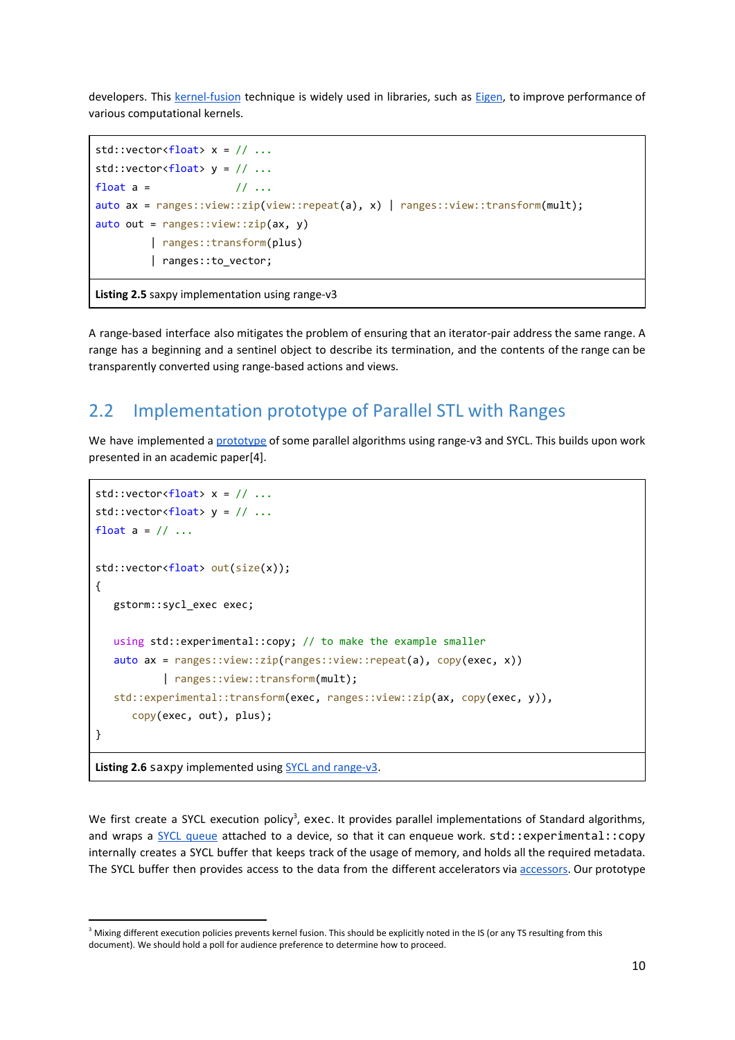developers. This kernel-fusion technique is widely used in libraries, such as Eigen, to improve performance of various computational kernels.

```
std::vector<float> x = // ...
std::vector<float> y = // ...
float a =              // ...
auto ax = ranges::view::zip(view::repeat(a), x) | ranges::view::transform(mult);
auto out = ranges::view::zip(ax, y)
         | ranges::transform(plus)
         | ranges::to_vector;
```

**Listing 2.5** saxpy implementation using range-v3

A range-based interface also mitigates the problem of ensuring that an iterator-pair address the same range. A range has a beginning and a sentinel object to describe its termination, and the contents of the range can be transparently converted using range-based actions and views.

## 2.2 Implementation prototype of Parallel STL with Ranges

We have implemented a prototype of some parallel algorithms using range-v3 and SYCL. This builds upon work presented in an academic paper[4].

```
std::vector<float> x = // ...
std::vector<float> y = // ...
float a = // ...

std::vector<float> out(size(x));
{
   gstorm::sycl_exec exec;

   using std::experimental::copy; // to make the example smaller
   auto ax = ranges::view::zip(ranges::view::repeat(a), copy(exec, x))
           | ranges::view::transform(mult);
   std::experimental::transform(exec, ranges::view::zip(ax, copy(exec, y)),
      copy(exec, out), plus);
}
```

**Listing 2.6** saxpy implemented using SYCL and range-v3.

We first create a SYCL execution policy[3], `exec`. It provides parallel implementations of Standard algorithms, and wraps a SYCL queue attached to a device, so that it can enqueue work. `std::experimental::copy` internally creates a SYCL buffer that keeps track of the usage of memory, and holds all the required metadata. The SYCL buffer then provides access to the data from the different accelerators via accessors. Our prototype

[3] Mixing different execution policies prevents kernel fusion. This should be explicitly noted in the IS (or any TS resulting from this document). We should hold a poll for audience preference to determine how to proceed.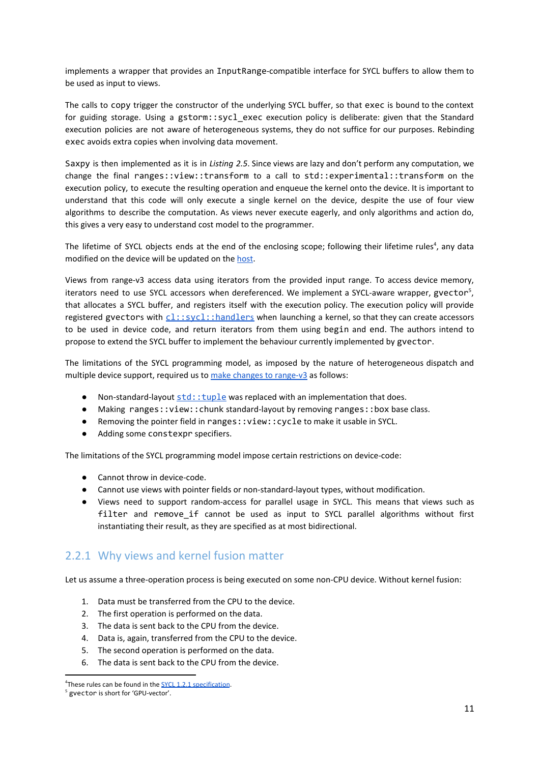implements a wrapper that provides an `InputRange`-compatible interface for SYCL buffers to allow them to be used as input to views.

The calls to `copy` trigger the constructor of the underlying SYCL buffer, so that `exec` is bound to the context for guiding storage. Using a `gstorm::sycl_exec` execution policy is deliberate: given that the Standard execution policies are not aware of heterogeneous systems, they do not suffice for our purposes. Rebinding `exec` avoids extra copies when involving data movement.

`Saxpy` is then implemented as it is in *Listing 2.5*. Since views are lazy and don't perform any computation, we change the final `ranges::view::transform` to a call to `std::experimental::transform` on the execution policy, to execute the resulting operation and enqueue the kernel onto the device. It is important to understand that this code will only execute a single kernel on the device, despite the use of four view algorithms to describe the computation. As views never execute eagerly, and only algorithms and action do, this gives a very easy to understand cost model to the programmer.

The lifetime of SYCL objects ends at the end of the enclosing scope; following their lifetime rules[4], any data modified on the device will be updated on the [host](#).

Views from range-v3 access data using iterators from the provided input range. To access device memory, iterators need to use SYCL accessors when dereferenced. We implement a SYCL-aware wrapper, `gvector`[5], that allocates a SYCL buffer, and registers itself with the execution policy. The execution policy will provide registered `gvectors` with [`cl::sycl::handlers`](#) when launching a kernel, so that they can create accessors to be used in device code, and return iterators from them using `begin` and `end`. The authors intend to propose to extend the SYCL buffer to implement the behaviour currently implemented by `gvector`.

The limitations of the SYCL programming model, as imposed by the nature of heterogeneous dispatch and multiple device support, required us to [make changes to range-v3](#) as follows:

- Non-standard-layout [`std::tuple`](#) was replaced with an implementation that does.
- Making `ranges::view::chunk` standard-layout by removing `ranges::box` base class.
- Removing the pointer field in `ranges::view::cycle` to make it usable in SYCL.
- Adding some `constexpr` specifiers.

The limitations of the SYCL programming model impose certain restrictions on device-code:

- Cannot throw in device-code.
- Cannot use views with pointer fields or non-standard-layout types, without modification.
- Views need to support random-access for parallel usage in SYCL. This means that views such as `filter` and `remove_if` cannot be used as input to SYCL parallel algorithms without first instantiating their result, as they are specified as at most bidirectional.

### 2.2.1 Why views and kernel fusion matter

Let us assume a three-operation process is being executed on some non-CPU device. Without kernel fusion:

1. Data must be transferred from the CPU to the device.
2. The first operation is performed on the data.
3. The data is sent back to the CPU from the device.
4. Data is, again, transferred from the CPU to the device.
5. The second operation is performed on the data.
6. The data is sent back to the CPU from the device.

---

[4] These rules can be found in the [SYCL 1.2.1 specification](#).

[5] `gvector` is short for 'GPU-vector'.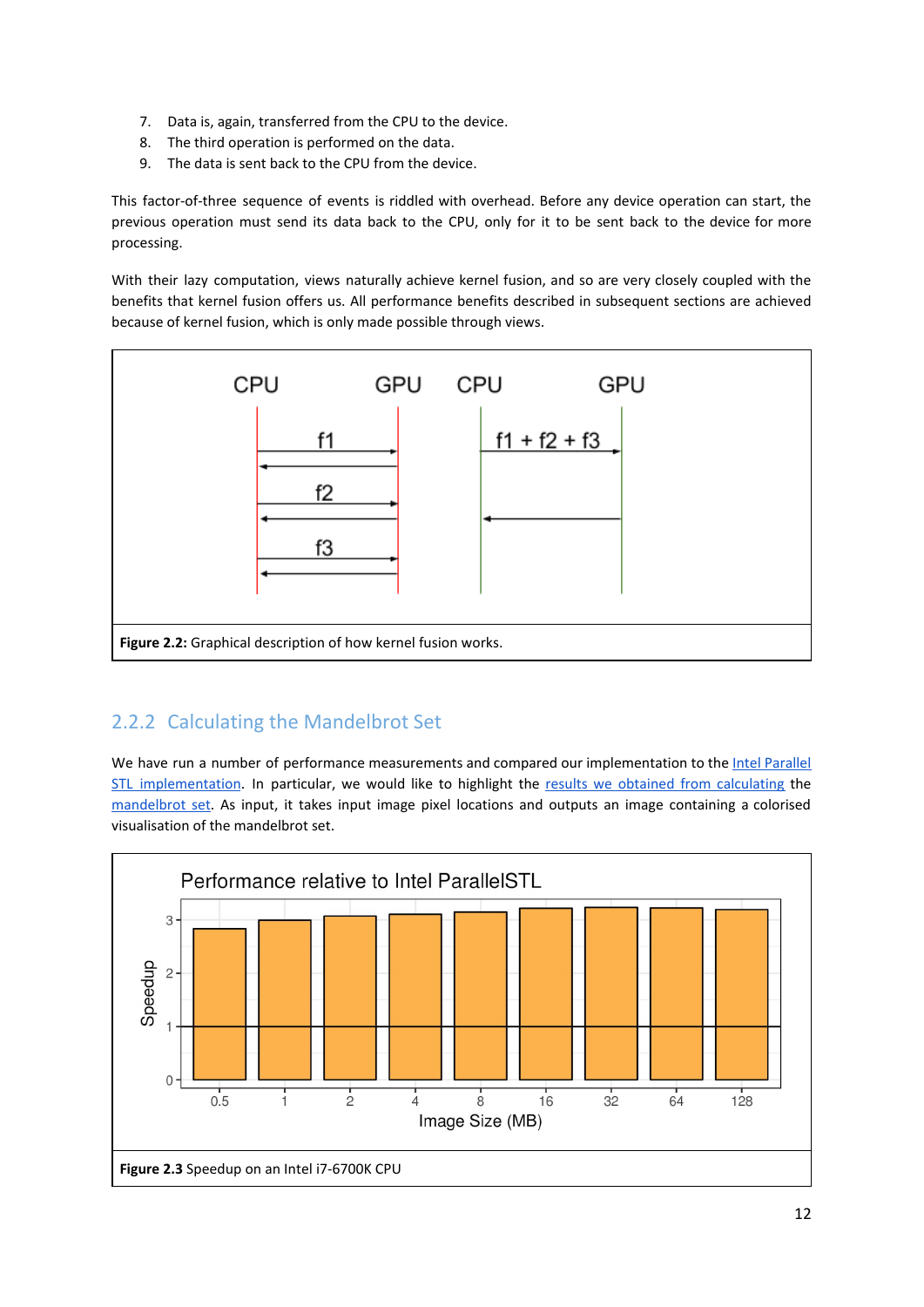7. Data is, again, transferred from the CPU to the device.
8. The third operation is performed on the data.
9. The data is sent back to the CPU from the device.

This factor-of-three sequence of events is riddled with overhead. Before any device operation can start, the previous operation must send its data back to the CPU, only for it to be sent back to the device for more processing.

With their lazy computation, views naturally achieve kernel fusion, and so are very closely coupled with the benefits that kernel fusion offers us. All performance benefits described in subsequent sections are achieved because of kernel fusion, which is only made possible through views.

**Figure 2.2:** Graphical description of how kernel fusion works.

### 2.2.2 Calculating the Mandelbrot Set

We have run a number of performance measurements and compared our implementation to the Intel Parallel STL implementation. In particular, we would like to highlight the results we obtained from calculating the mandelbrot set. As input, it takes input image pixel locations and outputs an image containing a colorised visualisation of the mandelbrot set.

**Figure 2.3** Speedup on an Intel i7-6700K CPU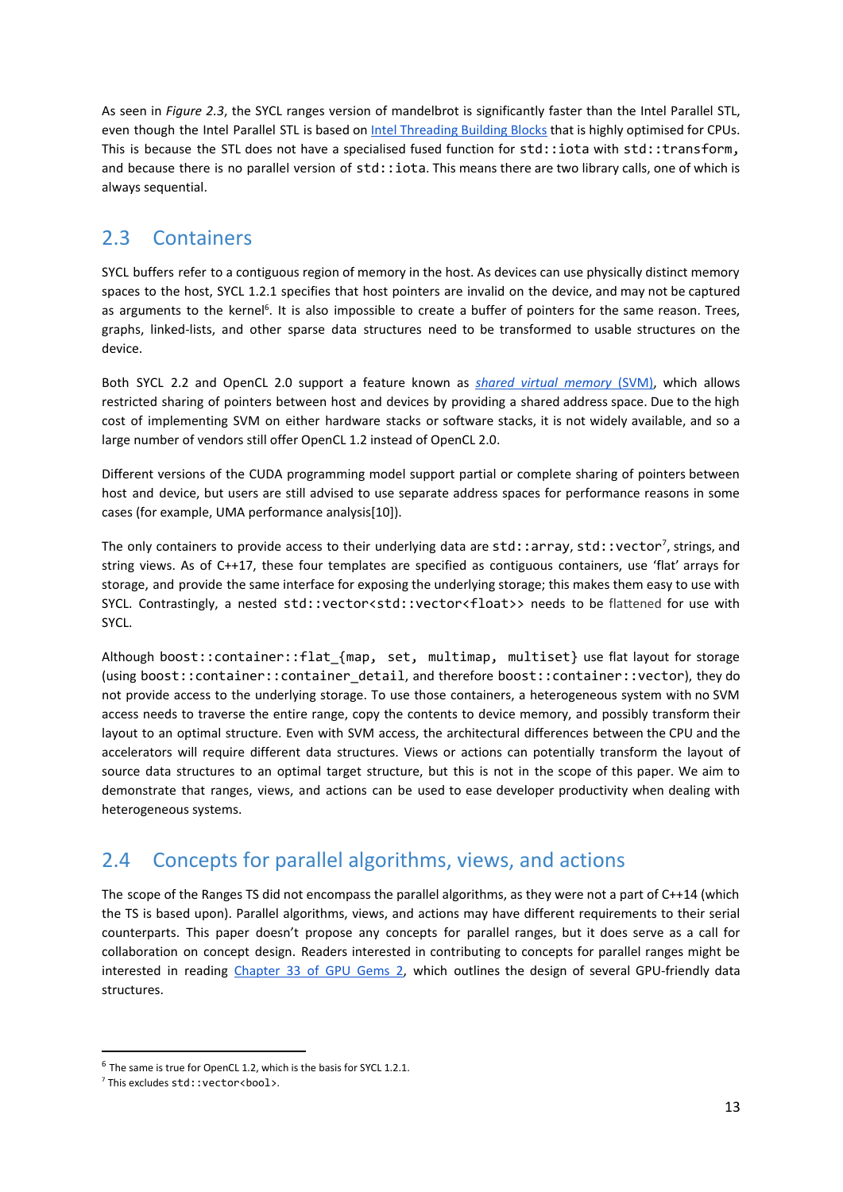As seen in *Figure 2.3*, the SYCL ranges version of mandelbrot is significantly faster than the Intel Parallel STL, even though the Intel Parallel STL is based on Intel Threading Building Blocks that is highly optimised for CPUs. This is because the STL does not have a specialised fused function for `std::iota` with `std::transform`, and because there is no parallel version of `std::iota`. This means there are two library calls, one of which is always sequential.

## 2.3 Containers

SYCL buffers refer to a contiguous region of memory in the host. As devices can use physically distinct memory spaces to the host, SYCL 1.2.1 specifies that host pointers are invalid on the device, and may not be captured as arguments to the kernel[6]. It is also impossible to create a buffer of pointers for the same reason. Trees, graphs, linked-lists, and other sparse data structures need to be transformed to usable structures on the device.

Both SYCL 2.2 and OpenCL 2.0 support a feature known as *shared virtual memory* (SVM), which allows restricted sharing of pointers between host and devices by providing a shared address space. Due to the high cost of implementing SVM on either hardware stacks or software stacks, it is not widely available, and so a large number of vendors still offer OpenCL 1.2 instead of OpenCL 2.0.

Different versions of the CUDA programming model support partial or complete sharing of pointers between host and device, but users are still advised to use separate address spaces for performance reasons in some cases (for example, UMA performance analysis[10]).

The only containers to provide access to their underlying data are `std::array`, `std::vector`[7], strings, and string views. As of C++17, these four templates are specified as contiguous containers, use 'flat' arrays for storage, and provide the same interface for exposing the underlying storage; this makes them easy to use with SYCL. Contrastingly, a nested `std::vector<std::vector<float>>` needs to be flattened for use with SYCL.

Although `boost::container::flat_{map, set, multimap, multiset}` use flat layout for storage (using `boost::container::container_detail`, and therefore `boost::container::vector`), they do not provide access to the underlying storage. To use those containers, a heterogeneous system with no SVM access needs to traverse the entire range, copy the contents to device memory, and possibly transform their layout to an optimal structure. Even with SVM access, the architectural differences between the CPU and the accelerators will require different data structures. Views or actions can potentially transform the layout of source data structures to an optimal target structure, but this is not in the scope of this paper. We aim to demonstrate that ranges, views, and actions can be used to ease developer productivity when dealing with heterogeneous systems.

## 2.4 Concepts for parallel algorithms, views, and actions

The scope of the Ranges TS did not encompass the parallel algorithms, as they were not a part of C++14 (which the TS is based upon). Parallel algorithms, views, and actions may have different requirements to their serial counterparts. This paper doesn't propose any concepts for parallel ranges, but it does serve as a call for collaboration on concept design. Readers interested in contributing to concepts for parallel ranges might be interested in reading Chapter 33 of GPU Gems 2, which outlines the design of several GPU-friendly data structures.

---

[6] The same is true for OpenCL 1.2, which is the basis for SYCL 1.2.1.

[7] This excludes `std::vector<bool>`.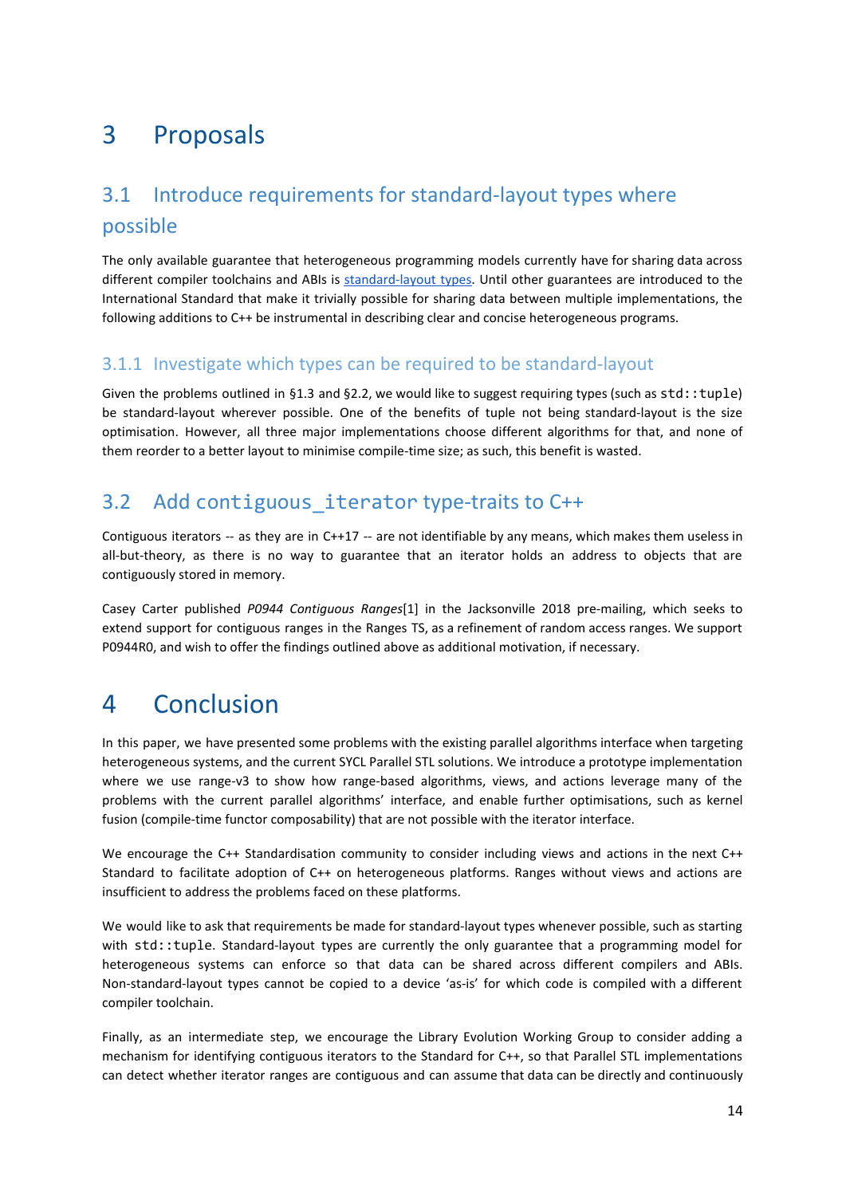# 3 Proposals

## 3.1 Introduce requirements for standard-layout types where possible

The only available guarantee that heterogeneous programming models currently have for sharing data across different compiler toolchains and ABIs is standard-layout types. Until other guarantees are introduced to the International Standard that make it trivially possible for sharing data between multiple implementations, the following additions to C++ be instrumental in describing clear and concise heterogeneous programs.

### 3.1.1 Investigate which types can be required to be standard-layout

Given the problems outlined in §1.3 and §2.2, we would like to suggest requiring types (such as `std::tuple`) be standard-layout wherever possible. One of the benefits of tuple not being standard-layout is the size optimisation. However, all three major implementations choose different algorithms for that, and none of them reorder to a better layout to minimise compile-time size; as such, this benefit is wasted.

## 3.2 Add `contiguous_iterator` type-traits to C++

Contiguous iterators -- as they are in C++17 -- are not identifiable by any means, which makes them useless in all-but-theory, as there is no way to guarantee that an iterator holds an address to objects that are contiguously stored in memory.

Casey Carter published *P0944 Contiguous Ranges*[1] in the Jacksonville 2018 pre-mailing, which seeks to extend support for contiguous ranges in the Ranges TS, as a refinement of random access ranges. We support P0944R0, and wish to offer the findings outlined above as additional motivation, if necessary.

# 4 Conclusion

In this paper, we have presented some problems with the existing parallel algorithms interface when targeting heterogeneous systems, and the current SYCL Parallel STL solutions. We introduce a prototype implementation where we use range-v3 to show how range-based algorithms, views, and actions leverage many of the problems with the current parallel algorithms' interface, and enable further optimisations, such as kernel fusion (compile-time functor composability) that are not possible with the iterator interface.

We encourage the C++ Standardisation community to consider including views and actions in the next C++ Standard to facilitate adoption of C++ on heterogeneous platforms. Ranges without views and actions are insufficient to address the problems faced on these platforms.

We would like to ask that requirements be made for standard-layout types whenever possible, such as starting with `std::tuple`. Standard-layout types are currently the only guarantee that a programming model for heterogeneous systems can enforce so that data can be shared across different compilers and ABIs. Non-standard-layout types cannot be copied to a device 'as-is' for which code is compiled with a different compiler toolchain.

Finally, as an intermediate step, we encourage the Library Evolution Working Group to consider adding a mechanism for identifying contiguous iterators to the Standard for C++, so that Parallel STL implementations can detect whether iterator ranges are contiguous and can assume that data can be directly and continuously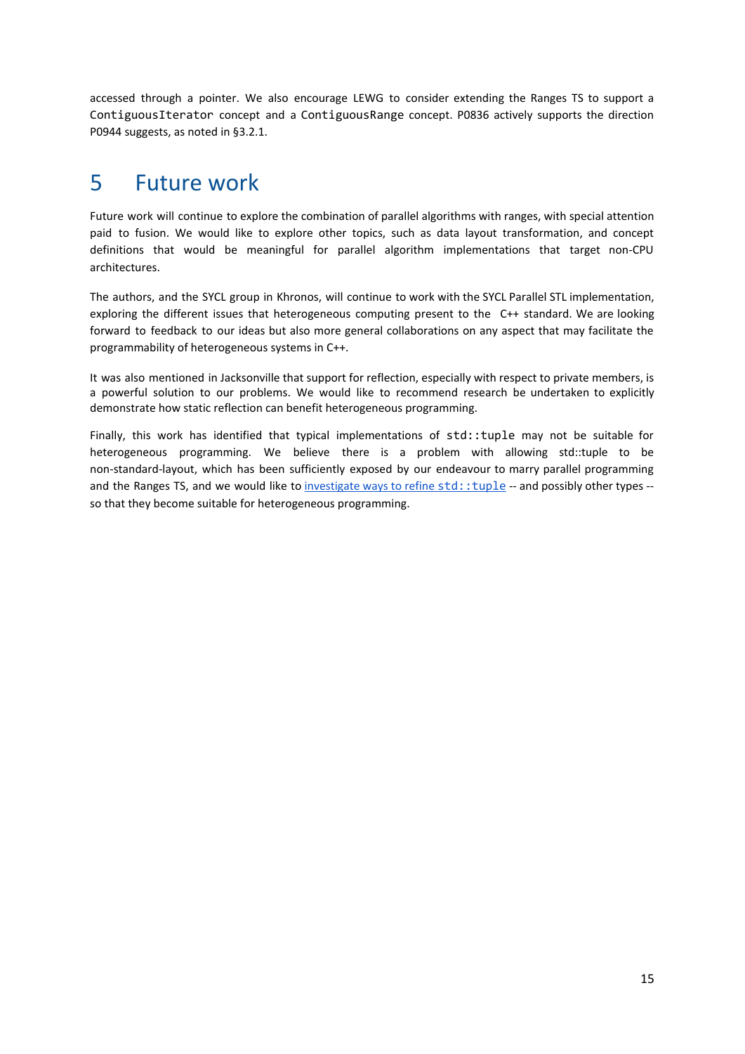accessed through a pointer. We also encourage LEWG to consider extending the Ranges TS to support a `ContiguousIterator` concept and a `ContiguousRange` concept. P0836 actively supports the direction P0944 suggests, as noted in §3.2.1.

# 5 Future work

Future work will continue to explore the combination of parallel algorithms with ranges, with special attention paid to fusion. We would like to explore other topics, such as data layout transformation, and concept definitions that would be meaningful for parallel algorithm implementations that target non-CPU architectures.

The authors, and the SYCL group in Khronos, will continue to work with the SYCL Parallel STL implementation, exploring the different issues that heterogeneous computing present to the C++ standard. We are looking forward to feedback to our ideas but also more general collaborations on any aspect that may facilitate the programmability of heterogeneous systems in C++.

It was also mentioned in Jacksonville that support for reflection, especially with respect to private members, is a powerful solution to our problems. We would like to recommend research be undertaken to explicitly demonstrate how static reflection can benefit heterogeneous programming.

Finally, this work has identified that typical implementations of `std::tuple` may not be suitable for heterogeneous programming. We believe there is a problem with allowing std::tuple to be non-standard-layout, which has been sufficiently exposed by our endeavour to marry parallel programming and the Ranges TS, and we would like to investigate ways to refine `std::tuple` -- and possibly other types -- so that they become suitable for heterogeneous programming.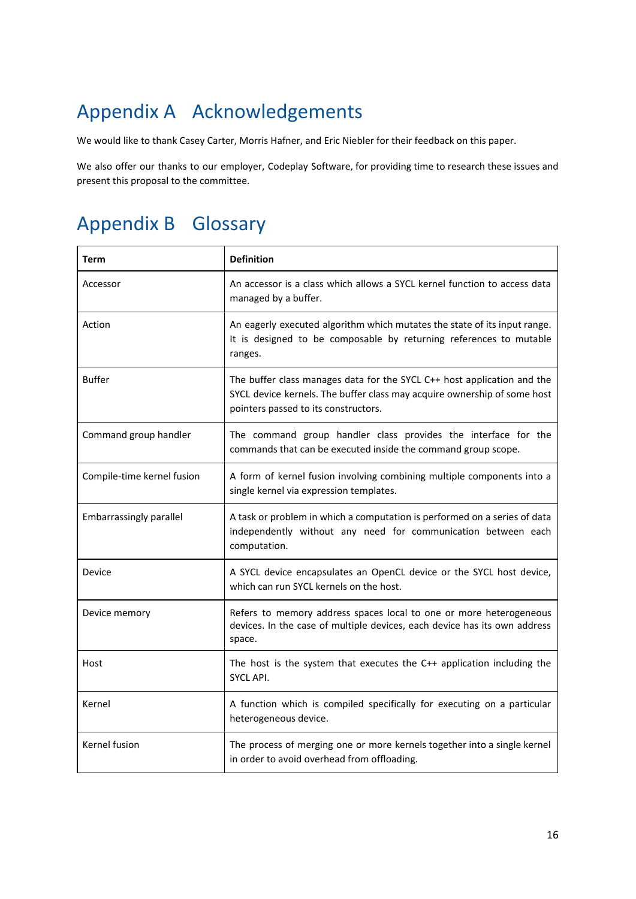# Appendix A Acknowledgements

We would like to thank Casey Carter, Morris Hafner, and Eric Niebler for their feedback on this paper.

We also offer our thanks to our employer, Codeplay Software, for providing time to research these issues and present this proposal to the committee.

# Appendix B Glossary

| Term | Definition |
|---|---|
| Accessor | An accessor is a class which allows a SYCL kernel function to access data managed by a buffer. |
| Action | An eagerly executed algorithm which mutates the state of its input range. It is designed to be composable by returning references to mutable ranges. |
| Buffer | The buffer class manages data for the SYCL C++ host application and the SYCL device kernels. The buffer class may acquire ownership of some host pointers passed to its constructors. |
| Command group handler | The command group handler class provides the interface for the commands that can be executed inside the command group scope. |
| Compile-time kernel fusion | A form of kernel fusion involving combining multiple components into a single kernel via expression templates. |
| Embarrassingly parallel | A task or problem in which a computation is performed on a series of data independently without any need for communication between each computation. |
| Device | A SYCL device encapsulates an OpenCL device or the SYCL host device, which can run SYCL kernels on the host. |
| Device memory | Refers to memory address spaces local to one or more heterogeneous devices. In the case of multiple devices, each device has its own address space. |
| Host | The host is the system that executes the C++ application including the SYCL API. |
| Kernel | A function which is compiled specifically for executing on a particular heterogeneous device. |
| Kernel fusion | The process of merging one or more kernels together into a single kernel in order to avoid overhead from offloading. |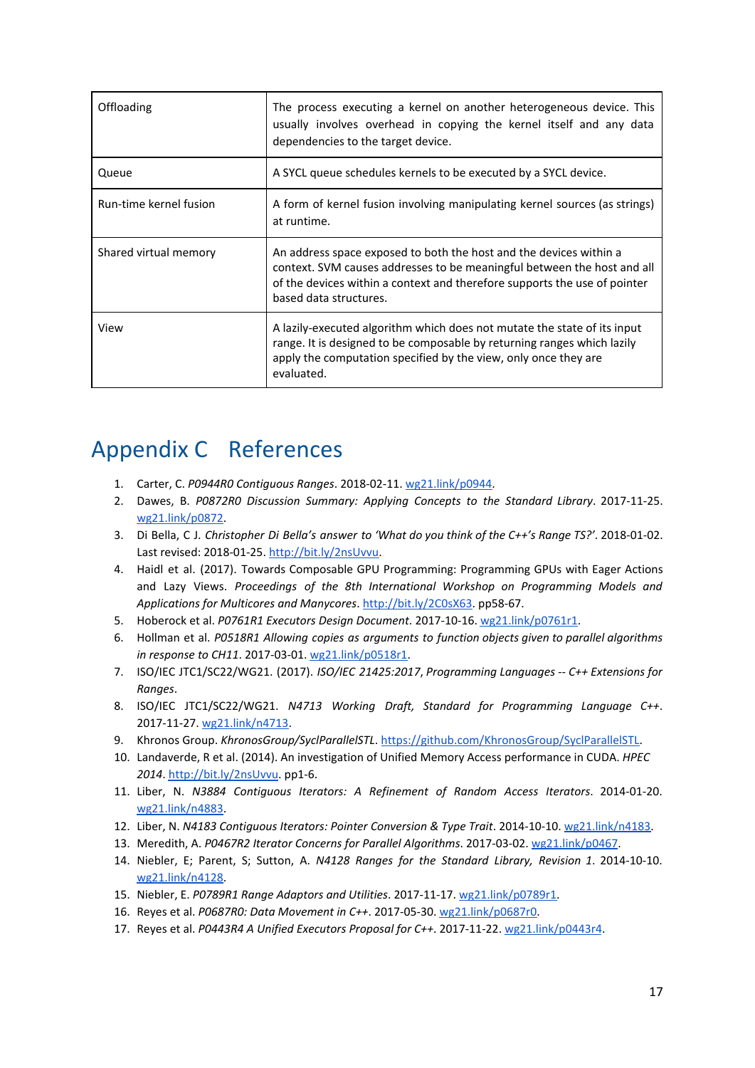| | |
|---|---|
| Offloading | The process executing a kernel on another heterogeneous device. This usually involves overhead in copying the kernel itself and any data dependencies to the target device. |
| Queue | A SYCL queue schedules kernels to be executed by a SYCL device. |
| Run-time kernel fusion | A form of kernel fusion involving manipulating kernel sources (as strings) at runtime. |
| Shared virtual memory | An address space exposed to both the host and the devices within a context. SVM causes addresses to be meaningful between the host and all of the devices within a context and therefore supports the use of pointer based data structures. |
| View | A lazily-executed algorithm which does not mutate the state of its input range. It is designed to be composable by returning ranges which lazily apply the computation specified by the view, only once they are evaluated. |

# Appendix C References

1. Carter, C. *P0944R0 Contiguous Ranges*. 2018-02-11. wg21.link/p0944.
2. Dawes, B. *P0872R0 Discussion Summary: Applying Concepts to the Standard Library*. 2017-11-25. wg21.link/p0872.
3. Di Bella, C J. *Christopher Di Bella's answer to 'What do you think of the C++'s Range TS?'*. 2018-01-02. Last revised: 2018-01-25. http://bit.ly/2nsUvvu.
4. Haidl et al. (2017). Towards Composable GPU Programming: Programming GPUs with Eager Actions and Lazy Views. *Proceedings of the 8th International Workshop on Programming Models and Applications for Multicores and Manycores*. http://bit.ly/2C0sX63. pp58-67.
5. Hoberock et al. *P0761R1 Executors Design Document*. 2017-10-16. wg21.link/p0761r1.
6. Hollman et al. *P0518R1 Allowing copies as arguments to function objects given to parallel algorithms in response to CH11*. 2017-03-01. wg21.link/p0518r1.
7. ISO/IEC JTC1/SC22/WG21. (2017). *ISO/IEC 21425:2017, Programming Languages -- C++ Extensions for Ranges*.
8. ISO/IEC JTC1/SC22/WG21. *N4713 Working Draft, Standard for Programming Language C++*. 2017-11-27. wg21.link/n4713.
9. Khronos Group. *KhronosGroup/SyclParallelSTL*. https://github.com/KhronosGroup/SyclParallelSTL.
10. Landaverde, R et al. (2014). An investigation of Unified Memory Access performance in CUDA. *HPEC 2014*. http://bit.ly/2nsUvvu. pp1-6.
11. Liber, N. *N3884 Contiguous Iterators: A Refinement of Random Access Iterators*. 2014-01-20. wg21.link/n4883.
12. Liber, N. *N4183 Contiguous Iterators: Pointer Conversion & Type Trait*. 2014-10-10. wg21.link/n4183.
13. Meredith, A. *P0467R2 Iterator Concerns for Parallel Algorithms*. 2017-03-02. wg21.link/p0467.
14. Niebler, E; Parent, S; Sutton, A. *N4128 Ranges for the Standard Library, Revision 1*. 2014-10-10. wg21.link/n4128.
15. Niebler, E. *P0789R1 Range Adaptors and Utilities*. 2017-11-17. wg21.link/p0789r1.
16. Reyes et al. *P0687R0: Data Movement in C++*. 2017-05-30. wg21.link/p0687r0.
17. Reyes et al. *P0443R4 A Unified Executors Proposal for C++*. 2017-11-22. wg21.link/p0443r4.